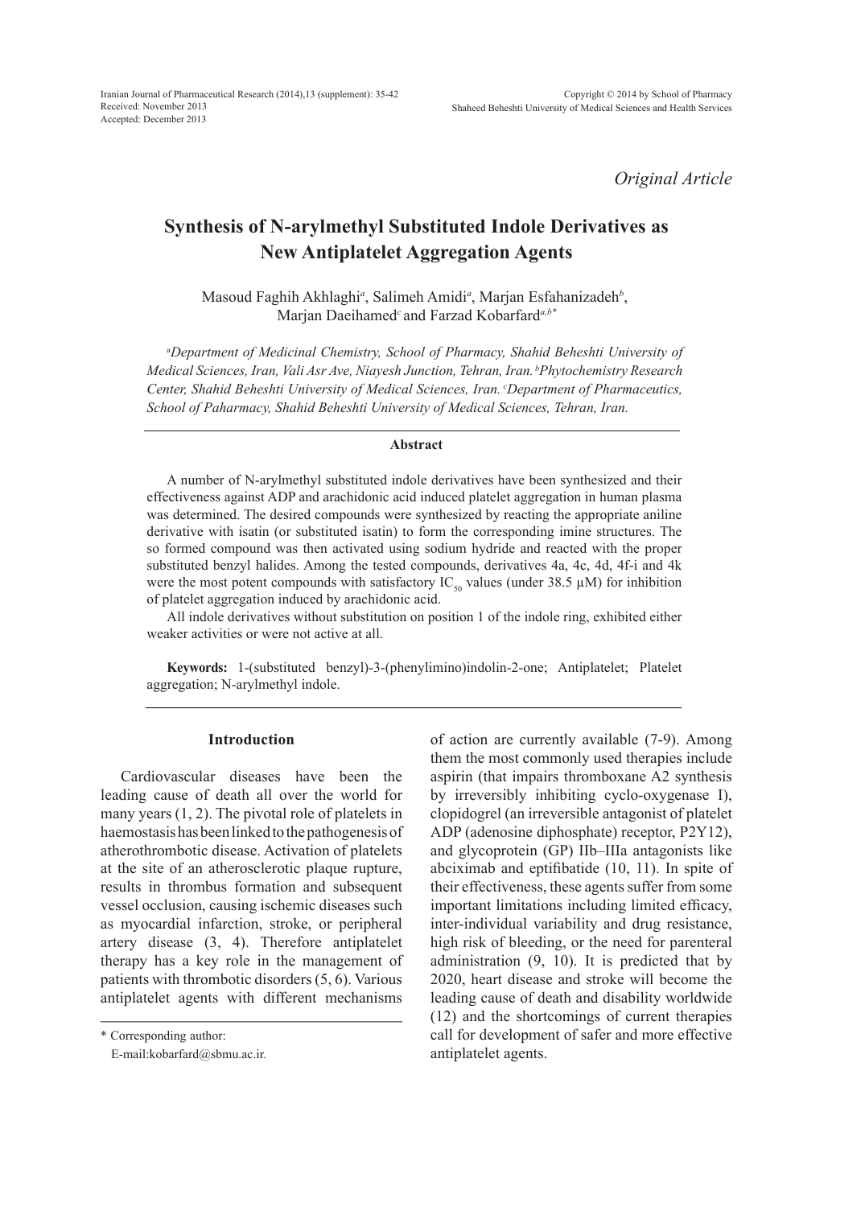*Original Article*

# Synthesis of N-arylmethyl Substituted Indole Derivatives as New Antiplatelet Aggregation Agents

Masoud Faghih Akhlaghi[a], Salimeh Amidi[a], Marjan Esfahanizadeh[b], Marjan Daeihamed[c] and Farzad Kobarfard[a,b*]

[a]*Department of Medicinal Chemistry, School of Pharmacy, Shahid Beheshti University of Medical Sciences, Iran, Vali Asr Ave, Niayesh Junction, Tehran, Iran.* [b]*Phytochemistry Research Center, Shahid Beheshti University of Medical Sciences, Iran.* [c]*Department of Pharmaceutics, School of Paharmacy, Shahid Beheshti University of Medical Sciences, Tehran, Iran.*

## Abstract

A number of N-arylmethyl substituted indole derivatives have been synthesized and their effectiveness against ADP and arachidonic acid induced platelet aggregation in human plasma was determined. The desired compounds were synthesized by reacting the appropriate aniline derivative with isatin (or substituted isatin) to form the corresponding imine structures. The so formed compound was then activated using sodium hydride and reacted with the proper substituted benzyl halides. Among the tested compounds, derivatives 4a, 4c, 4d, 4f-i and 4k were the most potent compounds with satisfactory $IC_{50}$ values (under 38.5 µM) for inhibition of platelet aggregation induced by arachidonic acid.

All indole derivatives without substitution on position 1 of the indole ring, exhibited either weaker activities or were not active at all.

**Keywords:** 1-(substituted benzyl)-3-(phenylimino)indolin-2-one; Antiplatelet; Platelet aggregation; N-arylmethyl indole.

## Introduction

Cardiovascular diseases have been the leading cause of death all over the world for many years (1, 2). The pivotal role of platelets in haemostasis has been linked to the pathogenesis of atherothrombotic disease. Activation of platelets at the site of an atherosclerotic plaque rupture, results in thrombus formation and subsequent vessel occlusion, causing ischemic diseases such as myocardial infarction, stroke, or peripheral artery disease (3, 4). Therefore antiplatelet therapy has a key role in the management of patients with thrombotic disorders (5, 6). Various antiplatelet agents with different mechanisms of action are currently available (7-9). Among them the most commonly used therapies include aspirin (that impairs thromboxane A2 synthesis by irreversibly inhibiting cyclo-oxygenase I), clopidogrel (an irreversible antagonist of platelet ADP (adenosine diphosphate) receptor, P2Y12), and glycoprotein (GP) IIb–IIIa antagonists like abciximab and eptifibatide (10, 11). In spite of their effectiveness, these agents suffer from some important limitations including limited efficacy, inter-individual variability and drug resistance, high risk of bleeding, or the need for parenteral administration (9, 10). It is predicted that by 2020, heart disease and stroke will become the leading cause of death and disability worldwide (12) and the shortcomings of current therapies call for development of safer and more effective antiplatelet agents.

\* Corresponding author:
E-mail:kobarfard@sbmu.ac.ir.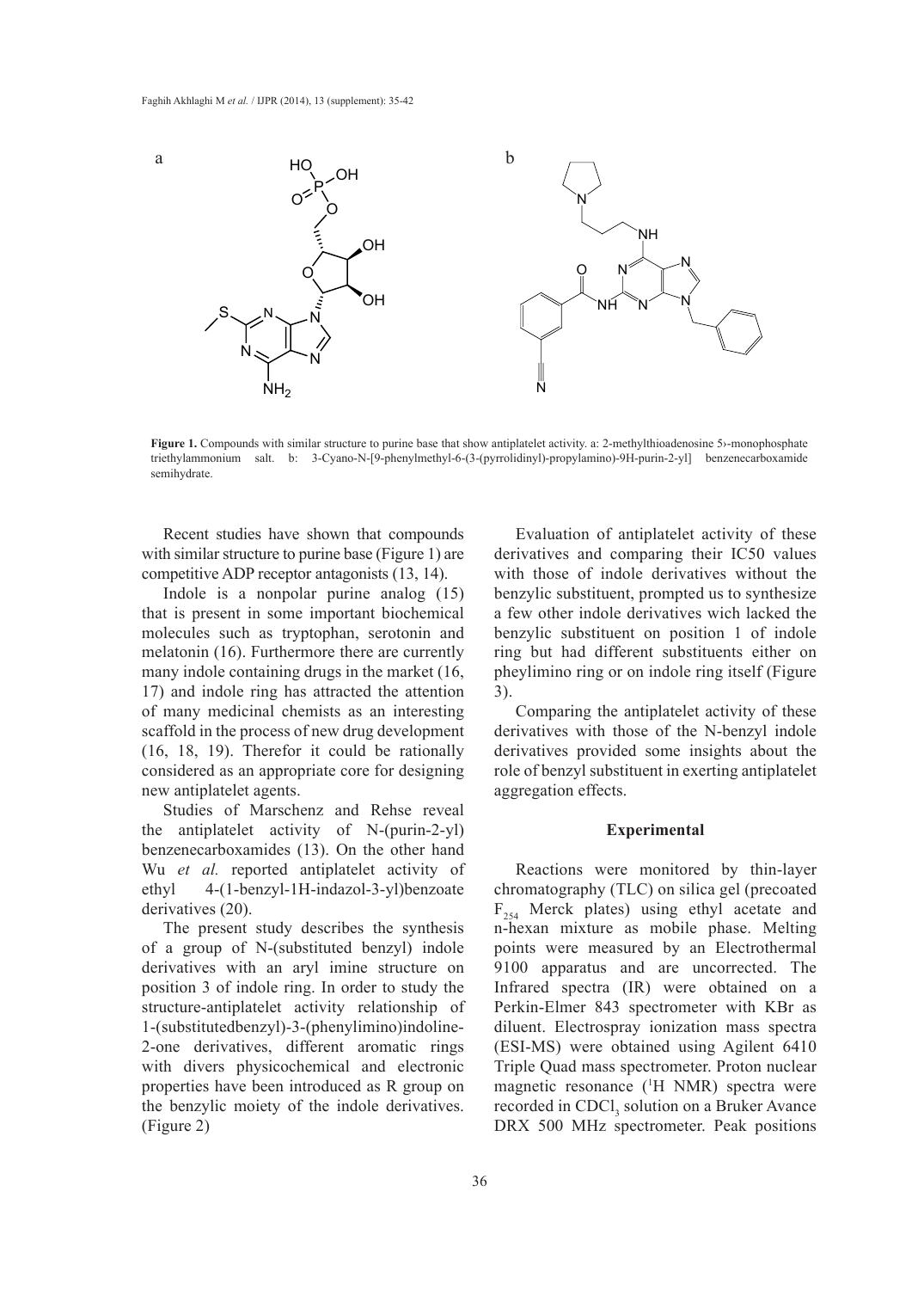**Figure 1.** Compounds with similar structure to purine base that show antiplatelet activity. a: 2-methylthioadenosine 5›-monophosphate triethylammonium salt. b: 3-Cyano-N-[9-phenylmethyl-6-(3-(pyrrolidinyl)-propylamino)-9H-purin-2-yl] benzenecarboxamide semihydrate.

Recent studies have shown that compounds with similar structure to purine base (Figure 1) are competitive ADP receptor antagonists (13, 14).

Indole is a nonpolar purine analog (15) that is present in some important biochemical molecules such as tryptophan, serotonin and melatonin (16). Furthermore there are currently many indole containing drugs in the market (16, 17) and indole ring has attracted the attention of many medicinal chemists as an interesting scaffold in the process of new drug development (16, 18, 19). Therefor it could be rationally considered as an appropriate core for designing new antiplatelet agents.

Studies of Marschenz and Rehse reveal the antiplatelet activity of N-(purin-2-yl) benzenecarboxamides (13). On the other hand Wu *et al.* reported antiplatelet activity of ethyl 4-(1-benzyl-1H-indazol-3-yl)benzoate derivatives (20).

The present study describes the synthesis of a group of N-(substituted benzyl) indole derivatives with an aryl imine structure on position 3 of indole ring. In order to study the structure-antiplatelet activity relationship of 1-(substitutedbenzyl)-3-(phenylimino)indoline-2-one derivatives, different aromatic rings with divers physicochemical and electronic properties have been introduced as R group on the benzylic moiety of the indole derivatives. (Figure 2)

Evaluation of antiplatelet activity of these derivatives and comparing their IC50 values with those of indole derivatives without the benzylic substituent, prompted us to synthesize a few other indole derivatives wich lacked the benzylic substituent on position 1 of indole ring but had different substituents either on pheylimino ring or on indole ring itself (Figure 3).

Comparing the antiplatelet activity of these derivatives with those of the N-benzyl indole derivatives provided some insights about the role of benzyl substituent in exerting antiplatelet aggregation effects.

## Experimental

Reactions were monitored by thin-layer chromatography (TLC) on silica gel (precoated $F_{254}$ Merck plates) using ethyl acetate and n-hexan mixture as mobile phase. Melting points were measured by an Electrothermal 9100 apparatus and are uncorrected. The Infrared spectra (IR) were obtained on a Perkin-Elmer 843 spectrometer with KBr as diluent. Electrospray ionization mass spectra (ESI-MS) were obtained using Agilent 6410 Triple Quad mass spectrometer. Proton nuclear magnetic resonance ($^1$H NMR) spectra were recorded in $CDCl_3$ solution on a Bruker Avance DRX 500 MHz spectrometer. Peak positions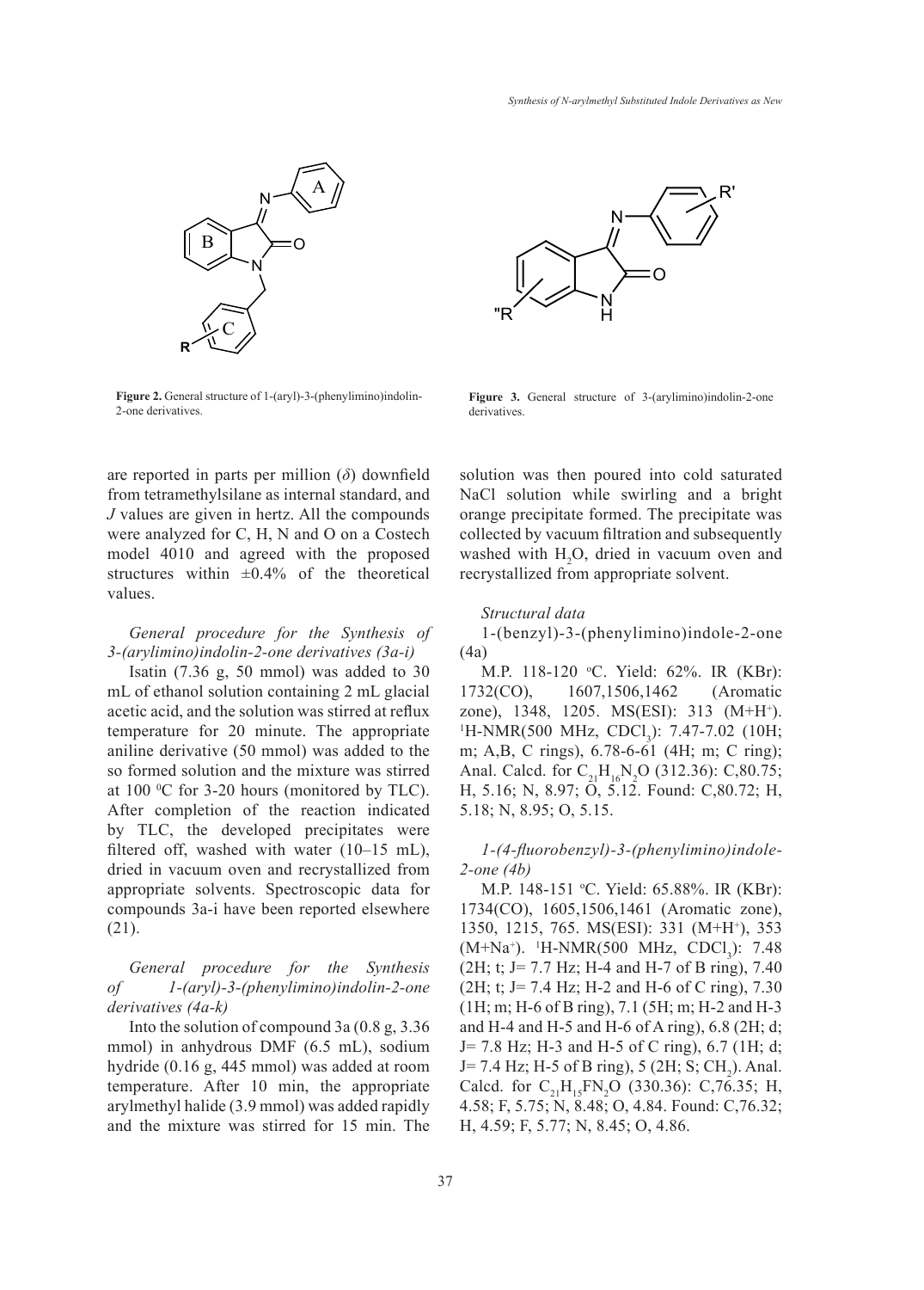Figure 2. General structure of 1-(aryl)-3-(phenylimino)indolin-2-one derivatives.

Figure 3. General structure of 3-(arylimino)indolin-2-one derivatives.

are reported in parts per million ($\delta$) downfield from tetramethylsilane as internal standard, and $J$ values are given in hertz. All the compounds were analyzed for C, H, N and O on a Costech model 4010 and agreed with the proposed structures within ±0.4% of the theoretical values.

*General procedure for the Synthesis of 3-(arylimino)indolin-2-one derivatives (3a-i)*

Isatin (7.36 g, 50 mmol) was added to 30 mL of ethanol solution containing 2 mL glacial acetic acid, and the solution was stirred at reflux temperature for 20 minute. The appropriate aniline derivative (50 mmol) was added to the so formed solution and the mixture was stirred at 100 °C for 3-20 hours (monitored by TLC). After completion of the reaction indicated by TLC, the developed precipitates were filtered off, washed with water (10–15 mL), dried in vacuum oven and recrystallized from appropriate solvents. Spectroscopic data for compounds 3a-i have been reported elsewhere (21).

*General procedure for the Synthesis of 1-(aryl)-3-(phenylimino)indolin-2-one derivatives (4a-k)*

Into the solution of compound 3a (0.8 g, 3.36 mmol) in anhydrous DMF (6.5 mL), sodium hydride (0.16 g, 445 mmol) was added at room temperature. After 10 min, the appropriate arylmethyl halide (3.9 mmol) was added rapidly and the mixture was stirred for 15 min. The solution was then poured into cold saturated NaCl solution while swirling and a bright orange precipitate formed. The precipitate was collected by vacuum filtration and subsequently washed with $H_2O$, dried in vacuum oven and recrystallized from appropriate solvent.

*Structural data*

1-(benzyl)-3-(phenylimino)indole-2-one (4a)

M.P. 118-120 °C. Yield: 62%. IR (KBr): 1732(CO), 1607,1506,1462 (Aromatic zone), 1348, 1205. MS(ESI): 313 ($M+H^+$). $^1$H-NMR(500 MHz, $CDCl_3$): 7.47-7.02 (10H; m; A,B, C rings), 6.78-6-61 (4H; m; C ring); Anal. Calcd. for $C_{21}H_{16}N_2O$ (312.36): C,80.75; H, 5.16; N, 8.97; O, 5.12. Found: C,80.72; H, 5.18; N, 8.95; O, 5.15.

*1-(4-fluorobenzyl)-3-(phenylimino)indole-2-one (4b)*

M.P. 148-151 °C. Yield: 65.88%. IR (KBr): 1734(CO), 1605,1506,1461 (Aromatic zone), 1350, 1215, 765. MS(ESI): 331 ($M+H^+$), 353 ($M+Na^+$). $^1$H-NMR(500 MHz, $CDCl_3$): 7.48 (2H; t; J= 7.7 Hz; H-4 and H-7 of B ring), 7.40 (2H; t; J= 7.4 Hz; H-2 and H-6 of C ring), 7.30 (1H; m; H-6 of B ring), 7.1 (5H; m; H-2 and H-3 and H-4 and H-5 and H-6 of A ring), 6.8 (2H; d; J= 7.8 Hz; H-3 and H-5 of C ring), 6.7 (1H; d; J= 7.4 Hz; H-5 of B ring), 5 (2H; S; $CH_2$). Anal. Calcd. for $C_{21}H_{15}FN_2O$ (330.36): C,76.35; H, 4.58; F, 5.75; N, 8.48; O, 4.84. Found: C,76.32; H, 4.59; F, 5.77; N, 8.45; O, 4.86.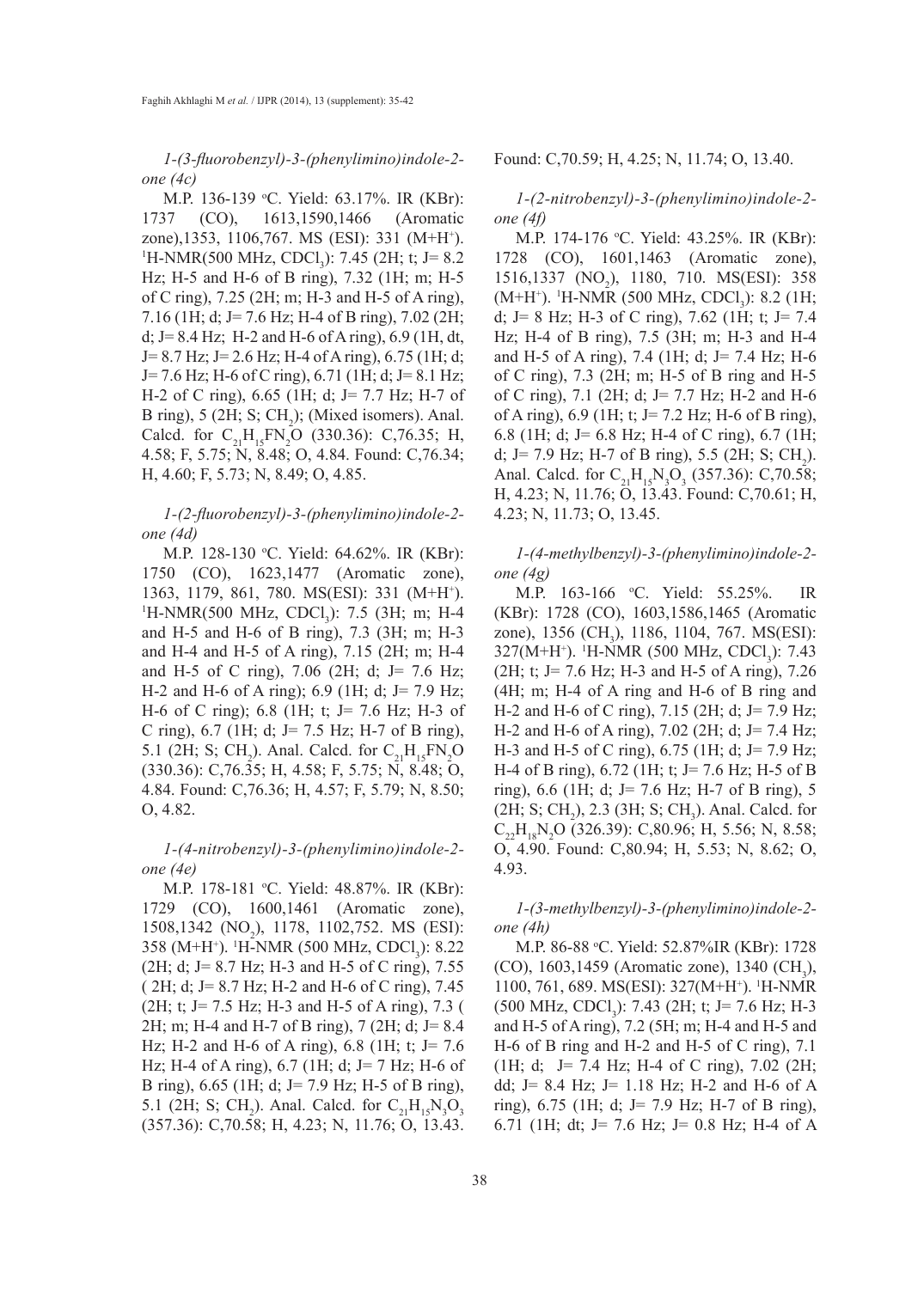*1-(3-fluorobenzyl)-3-(phenylimino)indole-2-one (4c)*

M.P. 136-139 ºC. Yield: 63.17%. IR (KBr): 1737 (CO), 1613,1590,1466 (Aromatic zone),1353, 1106,767. MS (ESI): 331 ($M+H^+$). $^1H$-NMR(500 MHz, $CDCl_3$): 7.45 (2H; t; J= 8.2 Hz; H-5 and H-6 of B ring), 7.32 (1H; m; H-5 of C ring), 7.25 (2H; m; H-3 and H-5 of A ring), 7.16 (1H; d; J= 7.6 Hz; H-4 of B ring), 7.02 (2H; d; J= 8.4 Hz; H-2 and H-6 of A ring), 6.9 (1H, dt, J= 8.7 Hz; J= 2.6 Hz; H-4 of A ring), 6.75 (1H; d; J= 7.6 Hz; H-6 of C ring), 6.71 (1H; d; J= 8.1 Hz; H-2 of C ring), 6.65 (1H; d; J= 7.7 Hz; H-7 of B ring), 5 (2H; S; $CH_2$); (Mixed isomers). Anal. Calcd. for $C_{21}H_{15}FN_2O$ (330.36): C,76.35; H, 4.58; F, 5.75; N, 8.48; O, 4.84. Found: C,76.34; H, 4.60; F, 5.73; N, 8.49; O, 4.85.

*1-(2-fluorobenzyl)-3-(phenylimino)indole-2-one (4d)*

M.P. 128-130 ºC. Yield: 64.62%. IR (KBr): 1750 (CO), 1623,1477 (Aromatic zone), 1363, 1179, 861, 780. MS(ESI): 331 ($M+H^+$). $^1H$-NMR(500 MHz, $CDCl_3$): 7.5 (3H; m; H-4 and H-5 and H-6 of B ring), 7.3 (3H; m; H-3 and H-4 and H-5 of A ring), 7.15 (2H; m; H-4 and H-5 of C ring), 7.06 (2H; d; J= 7.6 Hz; H-2 and H-6 of A ring); 6.9 (1H; d; J= 7.9 Hz; H-6 of C ring); 6.8 (1H; t; J= 7.6 Hz; H-3 of C ring), 6.7 (1H; d; J= 7.5 Hz; H-7 of B ring), 5.1 (2H; S; $CH_2$). Anal. Calcd. for $C_{21}H_{15}FN_2O$ (330.36): C,76.35; H, 4.58; F, 5.75; N, 8.48; O, 4.84. Found: C,76.36; H, 4.57; F, 5.79; N, 8.50; O, 4.82.

*1-(4-nitrobenzyl)-3-(phenylimino)indole-2-one (4e)*

M.P. 178-181 ºC. Yield: 48.87%. IR (KBr): 1729 (CO), 1600,1461 (Aromatic zone), 1508,1342 ($NO_2$), 1178, 1102,752. MS (ESI): 358 ($M+H^+$). $^1H$-NMR (500 MHz, $CDCl_3$): 8.22 (2H; d; J= 8.7 Hz; H-3 and H-5 of C ring), 7.55 ( 2H; d; J= 8.7 Hz; H-2 and H-6 of C ring), 7.45 (2H; t; J= 7.5 Hz; H-3 and H-5 of A ring), 7.3 ( 2H; m; H-4 and H-7 of B ring), 7 (2H; d; J= 8.4 Hz; H-2 and H-6 of A ring), 6.8 (1H; t; J= 7.6 Hz; H-4 of A ring), 6.7 (1H; d; J= 7 Hz; H-6 of B ring), 6.65 (1H; d; J= 7.9 Hz; H-5 of B ring), 5.1 (2H; S; $CH_2$). Anal. Calcd. for $C_{21}H_{15}N_3O_3$ (357.36): C,70.58; H, 4.23; N, 11.76; O, 13.43. Found: C,70.59; H, 4.25; N, 11.74; O, 13.40.

*1-(2-nitrobenzyl)-3-(phenylimino)indole-2-one (4f)*

M.P. 174-176 ºC. Yield: 43.25%. IR (KBr): 1728 (CO), 1601,1463 (Aromatic zone), 1516,1337 ($NO_2$), 1180, 710. MS(ESI): 358 ($M+H^+$). $^1H$-NMR (500 MHz, $CDCl_3$): 8.2 (1H; d; J= 8 Hz; H-3 of C ring), 7.62 (1H; t; J= 7.4 Hz; H-4 of B ring), 7.5 (3H; m; H-3 and H-4 and H-5 of A ring), 7.4 (1H; d; J= 7.4 Hz; H-6 of C ring), 7.3 (2H; m; H-5 of B ring and H-5 of C ring), 7.1 (2H; d; J= 7.7 Hz; H-2 and H-6 of A ring), 6.9 (1H; t; J= 7.2 Hz; H-6 of B ring), 6.8 (1H; d; J= 6.8 Hz; H-4 of C ring), 6.7 (1H; d; J= 7.9 Hz; H-7 of B ring), 5.5 (2H; S; $CH_2$). Anal. Calcd. for $C_{21}H_{15}N_3O_3$ (357.36): C,70.58; H, 4.23; N, 11.76; O, 13.43. Found: C,70.61; H, 4.23; N, 11.73; O, 13.45.

*1-(4-methylbenzyl)-3-(phenylimino)indole-2-one (4g)*

M.P. 163-166 ºC. Yield: 55.25%. IR (KBr): 1728 (CO), 1603,1586,1465 (Aromatic zone), 1356 ($CH_3$), 1186, 1104, 767. MS(ESI): 327($M+H^+$). $^1H$-NMR (500 MHz, $CDCl_3$): 7.43 (2H; t; J= 7.6 Hz; H-3 and H-5 of A ring), 7.26 (4H; m; H-4 of A ring and H-6 of B ring and H-2 and H-6 of C ring), 7.15 (2H; d; J= 7.9 Hz; H-2 and H-6 of A ring), 7.02 (2H; d; J= 7.4 Hz; H-3 and H-5 of C ring), 6.75 (1H; d; J= 7.9 Hz; H-4 of B ring), 6.72 (1H; t; J= 7.6 Hz; H-5 of B ring), 6.6 (1H; d; J= 7.6 Hz; H-7 of B ring), 5 (2H; S; $CH_2$), 2.3 (3H; S; $CH_3$). Anal. Calcd. for $C_{22}H_{18}N_2O$ (326.39): C,80.96; H, 5.56; N, 8.58; O, 4.90. Found: C,80.94; H, 5.53; N, 8.62; O, 4.93.

*1-(3-methylbenzyl)-3-(phenylimino)indole-2-one (4h)*

M.P. 86-88 ºC. Yield: 52.87%IR (KBr): 1728 (CO), 1603,1459 (Aromatic zone), 1340 ($CH_3$), 1100, 761, 689. MS(ESI): 327($M+H^+$). $^1H$-NMR (500 MHz, $CDCl_3$): 7.43 (2H; t; J= 7.6 Hz; H-3 and H-5 of A ring), 7.2 (5H; m; H-4 and H-5 and H-6 of B ring and H-2 and H-5 of C ring), 7.1 (1H; d; J= 7.4 Hz; H-4 of C ring), 7.02 (2H; dd; J= 8.4 Hz; J= 1.18 Hz; H-2 and H-6 of A ring), 6.75 (1H; d; J= 7.9 Hz; H-7 of B ring), 6.71 (1H; dt; J= 7.6 Hz; J= 0.8 Hz; H-4 of A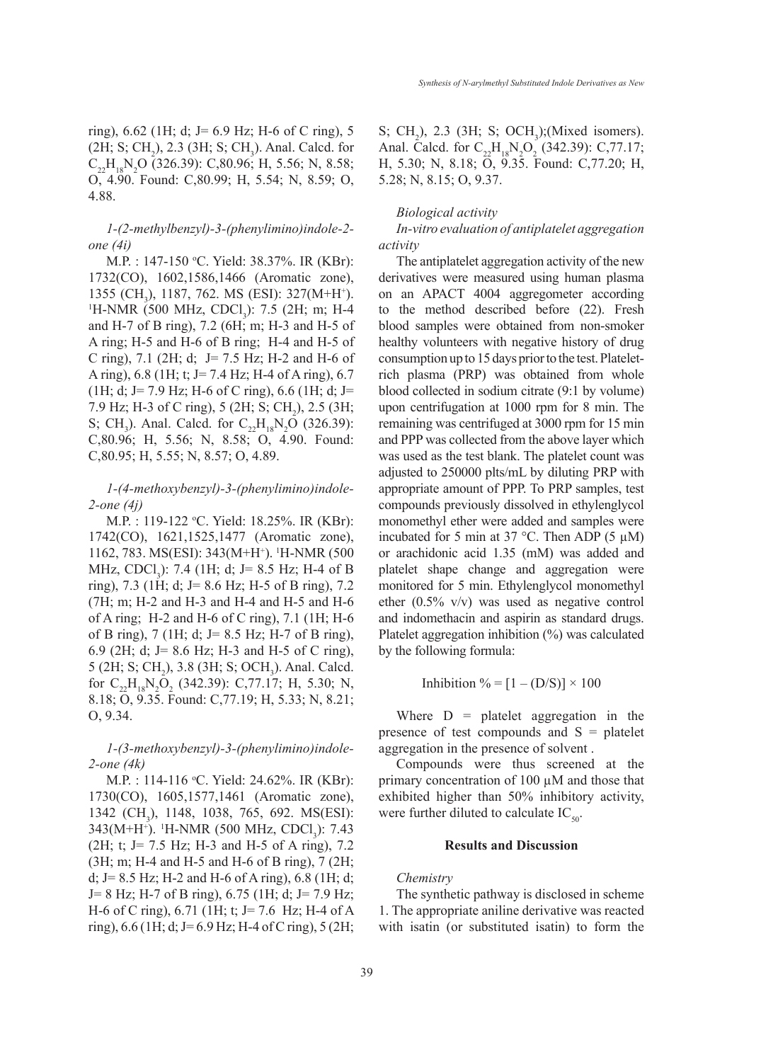ring), 6.62 (1H; d; J= 6.9 Hz; H-6 of C ring), 5 (2H; S; $CH_2$), 2.3 (3H; S; $CH_3$). Anal. Calcd. for $C_{22}H_{18}N_2O$ (326.39): C,80.96; H, 5.56; N, 8.58; O, 4.90. Found: C,80.99; H, 5.54; N, 8.59; O, 4.88.

*1-(2-methylbenzyl)-3-(phenylimino)indole-2-one (4i)*

M.P. : 147-150 °C. Yield: 38.37%. IR (KBr): 1732(CO), 1602,1586,1466 (Aromatic zone), 1355 ($CH_3$), 1187, 762. MS (ESI): 327(M+H$^+$). $^1$H-NMR (500 MHz, $CDCl_3$): 7.5 (2H; m; H-4 and H-7 of B ring), 7.2 (6H; m; H-3 and H-5 of A ring; H-5 and H-6 of B ring; H-4 and H-5 of C ring), 7.1 (2H; d; J= 7.5 Hz; H-2 and H-6 of A ring), 6.8 (1H; t; J= 7.4 Hz; H-4 of A ring), 6.7 (1H; d; J= 7.9 Hz; H-6 of C ring), 6.6 (1H; d; J= 7.9 Hz; H-3 of C ring), 5 (2H; S; $CH_2$), 2.5 (3H; S; $CH_3$). Anal. Calcd. for $C_{22}H_{18}N_2O$ (326.39): C,80.96; H, 5.56; N, 8.58; O, 4.90. Found: C,80.95; H, 5.55; N, 8.57; O, 4.89.

*1-(4-methoxybenzyl)-3-(phenylimino)indole-2-one (4j)*

M.P. : 119-122 °C. Yield: 18.25%. IR (KBr): 1742(CO), 1621,1525,1477 (Aromatic zone), 1162, 783. MS(ESI): 343(M+H$^+$). $^1$H-NMR (500 MHz, $CDCl_3$): 7.4 (1H; d; J= 8.5 Hz; H-4 of B ring), 7.3 (1H; d; J= 8.6 Hz; H-5 of B ring), 7.2 (7H; m; H-2 and H-3 and H-4 and H-5 and H-6 of A ring; H-2 and H-6 of C ring), 7.1 (1H; H-6 of B ring), 7 (1H; d; J= 8.5 Hz; H-7 of B ring), 6.9 (2H; d; J= 8.6 Hz; H-3 and H-5 of C ring), 5 (2H; S; $CH_2$), 3.8 (3H; S; $OCH_3$). Anal. Calcd. for $C_{22}H_{18}N_2O_2$ (342.39): C,77.17; H, 5.30; N, 8.18; O, 9.35. Found: C,77.19; H, 5.33; N, 8.21; O, 9.34.

*1-(3-methoxybenzyl)-3-(phenylimino)indole-2-one (4k)*

M.P. : 114-116 °C. Yield: 24.62%. IR (KBr): 1730(CO), 1605,1577,1461 (Aromatic zone), 1342 ($CH_3$), 1148, 1038, 765, 692. MS(ESI): 343(M+H$^+$). $^1$H-NMR (500 MHz, $CDCl_3$): 7.43 (2H; t; J= 7.5 Hz; H-3 and H-5 of A ring), 7.2 (3H; m; H-4 and H-5 and H-6 of B ring), 7 (2H; d; J= 8.5 Hz; H-2 and H-6 of A ring), 6.8 (1H; d; J= 8 Hz; H-7 of B ring), 6.75 (1H; d; J= 7.9 Hz; H-6 of C ring), 6.71 (1H; t; J= 7.6 Hz; H-4 of A ring), 6.6 (1H; d; J= 6.9 Hz; H-4 of C ring), 5 (2H; S; $CH_2$), 2.3 (3H; S; $OCH_3$);(Mixed isomers). Anal. Calcd. for $C_{22}H_{18}N_2O_2$ (342.39): C,77.17; H, 5.30; N, 8.18; O, 9.35. Found: C,77.20; H, 5.28; N, 8.15; O, 9.37.

*Biological activity*

*In-vitro evaluation of antiplatelet aggregation activity*

The antiplatelet aggregation activity of the new derivatives were measured using human plasma on an APACT 4004 aggregometer according to the method described before (22). Fresh blood samples were obtained from non-smoker healthy volunteers with negative history of drug consumption up to 15 days prior to the test. Platelet-rich plasma (PRP) was obtained from whole blood collected in sodium citrate (9:1 by volume) upon centrifugation at 1000 rpm for 8 min. The remaining was centrifuged at 3000 rpm for 15 min and PPP was collected from the above layer which was used as the test blank. The platelet count was adjusted to 250000 plts/mL by diluting PRP with appropriate amount of PPP. To PRP samples, test compounds previously dissolved in ethylenglycol monomethyl ether were added and samples were incubated for 5 min at 37 °C. Then ADP (5 μM) or arachidonic acid 1.35 (mM) was added and platelet shape change and aggregation were monitored for 5 min. Ethylenglycol monomethyl ether (0.5% v/v) was used as negative control and indomethacin and aspirin as standard drugs. Platelet aggregation inhibition (%) was calculated by the following formula:

$$\text{Inhibition \%} = [1 - (D/S)] \times 100$$

Where D = platelet aggregation in the presence of test compounds and S = platelet aggregation in the presence of solvent .

Compounds were thus screened at the primary concentration of 100 μM and those that exhibited higher than 50% inhibitory activity, were further diluted to calculate $IC_{50}$.

## Results and Discussion

*Chemistry*

The synthetic pathway is disclosed in scheme 1. The appropriate aniline derivative was reacted with isatin (or substituted isatin) to form the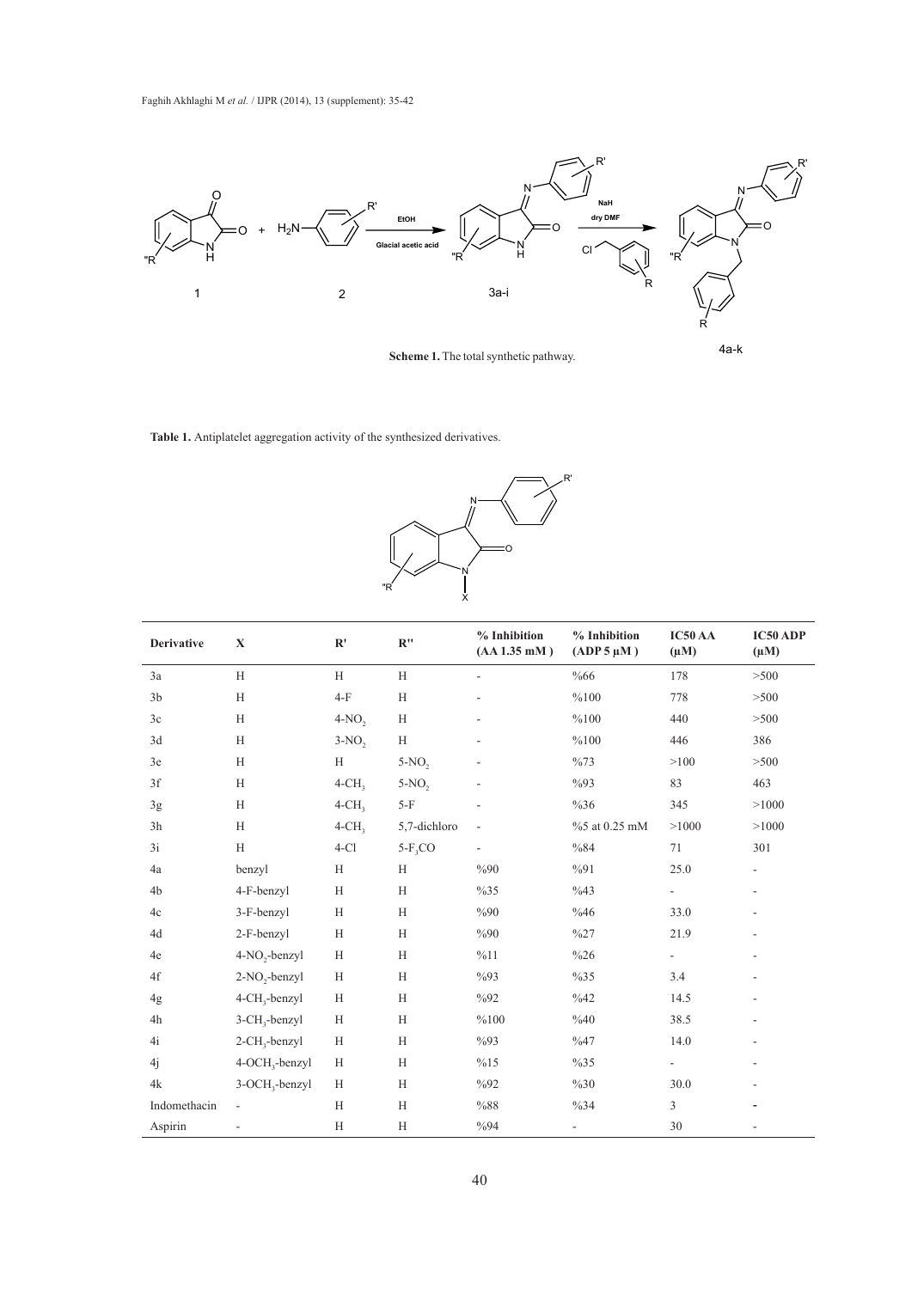**Scheme 1.** The total synthetic pathway.

**Table 1.** Antiplatelet aggregation activity of the synthesized derivatives.

| Derivative | X | R' | R'' | % Inhibition (AA 1.35 mM ) | % Inhibition (ADP 5 µM ) | IC50 AA (µM) | IC50 ADP (µM) |
|---|---|---|---|---|---|---|---|
| 3a | H | H | H | - | %66 | 178 | >500 |
| 3b | H | 4-F | H | - | %100 | 778 | >500 |
| 3c | H | 4-$NO_2$ | H | - | %100 | 440 | >500 |
| 3d | H | 3-$NO_2$ | H | - | %100 | 446 | 386 |
| 3e | H | H | 5-$NO_2$ | - | %73 | >100 | >500 |
| 3f | H | 4-$CH_3$ | 5-$NO_2$ | - | %93 | 83 | 463 |
| 3g | H | 4-$CH_3$ | 5-F | - | %36 | 345 | >1000 |
| 3h | H | 4-$CH_3$ | 5,7-dichloro | - | %5 at 0.25 mM | >1000 | >1000 |
| 3i | H | 4-Cl | 5-$F_3CO$ | - | %84 | 71 | 301 |
| 4a | benzyl | H | H | %90 | %91 | 25.0 | - |
| 4b | 4-F-benzyl | H | H | %35 | %43 | - | - |
| 4c | 3-F-benzyl | H | H | %90 | %46 | 33.0 | - |
| 4d | 2-F-benzyl | H | H | %90 | %27 | 21.9 | - |
| 4e | 4-$NO_2$-benzyl | H | H | %11 | %26 | - | - |
| 4f | 2-$NO_2$-benzyl | H | H | %93 | %35 | 3.4 | - |
| 4g | 4-$CH_3$-benzyl | H | H | %92 | %42 | 14.5 | - |
| 4h | 3-$CH_3$-benzyl | H | H | %100 | %40 | 38.5 | - |
| 4i | 2-$CH_3$-benzyl | H | H | %93 | %47 | 14.0 | - |
| 4j | 4-$OCH_3$-benzyl | H | H | %15 | %35 | - | - |
| 4k | 3-$OCH_3$-benzyl | H | H | %92 | %30 | 30.0 | - |
| Indomethacin | - | H | H | %88 | %34 | 3 | - |
| Aspirin | - | H | H | %94 | - | 30 | - |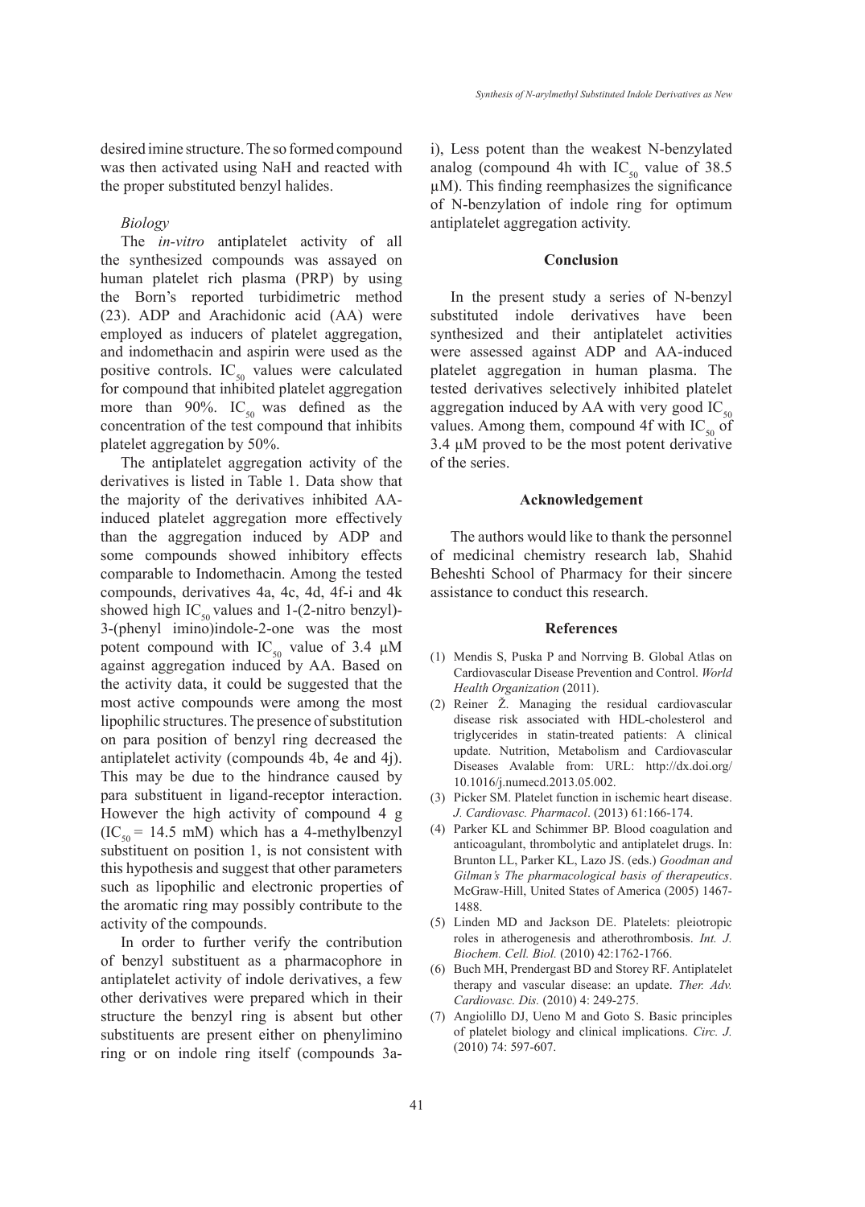desired imine structure. The so formed compound was then activated using NaH and reacted with the proper substituted benzyl halides.

### *Biology*

The *in-vitro* antiplatelet activity of all the synthesized compounds was assayed on human platelet rich plasma (PRP) by using the Born's reported turbidimetric method (23). ADP and Arachidonic acid (AA) were employed as inducers of platelet aggregation, and indomethacin and aspirin were used as the positive controls. $IC_{50}$ values were calculated for compound that inhibited platelet aggregation more than 90%. $IC_{50}$ was defined as the concentration of the test compound that inhibits platelet aggregation by 50%.

The antiplatelet aggregation activity of the derivatives is listed in Table 1. Data show that the majority of the derivatives inhibited AA-induced platelet aggregation more effectively than the aggregation induced by ADP and some compounds showed inhibitory effects comparable to Indomethacin. Among the tested compounds, derivatives 4a, 4c, 4d, 4f-i and 4k showed high $IC_{50}$ values and 1-(2-nitro benzyl)-3-(phenyl imino)indole-2-one was the most potent compound with $IC_{50}$ value of 3.4 μM against aggregation induced by AA. Based on the activity data, it could be suggested that the most active compounds were among the most lipophilic structures. The presence of substitution on para position of benzyl ring decreased the antiplatelet activity (compounds 4b, 4e and 4j). This may be due to the hindrance caused by para substituent in ligand-receptor interaction. However the high activity of compound 4 g ($IC_{50}$ = 14.5 mM) which has a 4-methylbenzyl substituent on position 1, is not consistent with this hypothesis and suggest that other parameters such as lipophilic and electronic properties of the aromatic ring may possibly contribute to the activity of the compounds.

In order to further verify the contribution of benzyl substituent as a pharmacophore in antiplatelet activity of indole derivatives, a few other derivatives were prepared which in their structure the benzyl ring is absent but other substituents are present either on phenylimino ring or on indole ring itself (compounds 3a-i), Less potent than the weakest N-benzylated analog (compound 4h with $IC_{50}$ value of 38.5 μM). This finding reemphasizes the significance of N-benzylation of indole ring for optimum antiplatelet aggregation activity.

## Conclusion

In the present study a series of N-benzyl substituted indole derivatives have been synthesized and their antiplatelet activities were assessed against ADP and AA-induced platelet aggregation in human plasma. The tested derivatives selectively inhibited platelet aggregation induced by AA with very good $IC_{50}$ values. Among them, compound 4f with $IC_{50}$ of 3.4 μM proved to be the most potent derivative of the series.

## Acknowledgement

The authors would like to thank the personnel of medicinal chemistry research lab, Shahid Beheshti School of Pharmacy for their sincere assistance to conduct this research.

## References

(1) Mendis S, Puska P and Norrving B. Global Atlas on Cardiovascular Disease Prevention and Control. *World Health Organization* (2011).

(2) Reiner Ž. Managing the residual cardiovascular disease risk associated with HDL-cholesterol and triglycerides in statin-treated patients: A clinical update. Nutrition, Metabolism and Cardiovascular Diseases Avalable from: URL: http://dx.doi.org/10.1016/j.numecd.2013.05.002.

(3) Picker SM. Platelet function in ischemic heart disease. *J. Cardiovasc. Pharmacol*. (2013) 61:166-174.

(4) Parker KL and Schimmer BP. Blood coagulation and anticoagulant, thrombolytic and antiplatelet drugs. In: Brunton LL, Parker KL, Lazo JS. (eds.) *Goodman and Gilman's The pharmacological basis of therapeutics*. McGraw-Hill, United States of America (2005) 1467-1488.

(5) Linden MD and Jackson DE. Platelets: pleiotropic roles in atherogenesis and atherothrombosis. *Int. J. Biochem. Cell. Biol.* (2010) 42:1762-1766.

(6) Buch MH, Prendergast BD and Storey RF. Antiplatelet therapy and vascular disease: an update. *Ther. Adv. Cardiovasc. Dis.* (2010) 4: 249-275.

(7) Angiolillo DJ, Ueno M and Goto S. Basic principles of platelet biology and clinical implications. *Circ. J.* (2010) 74: 597-607.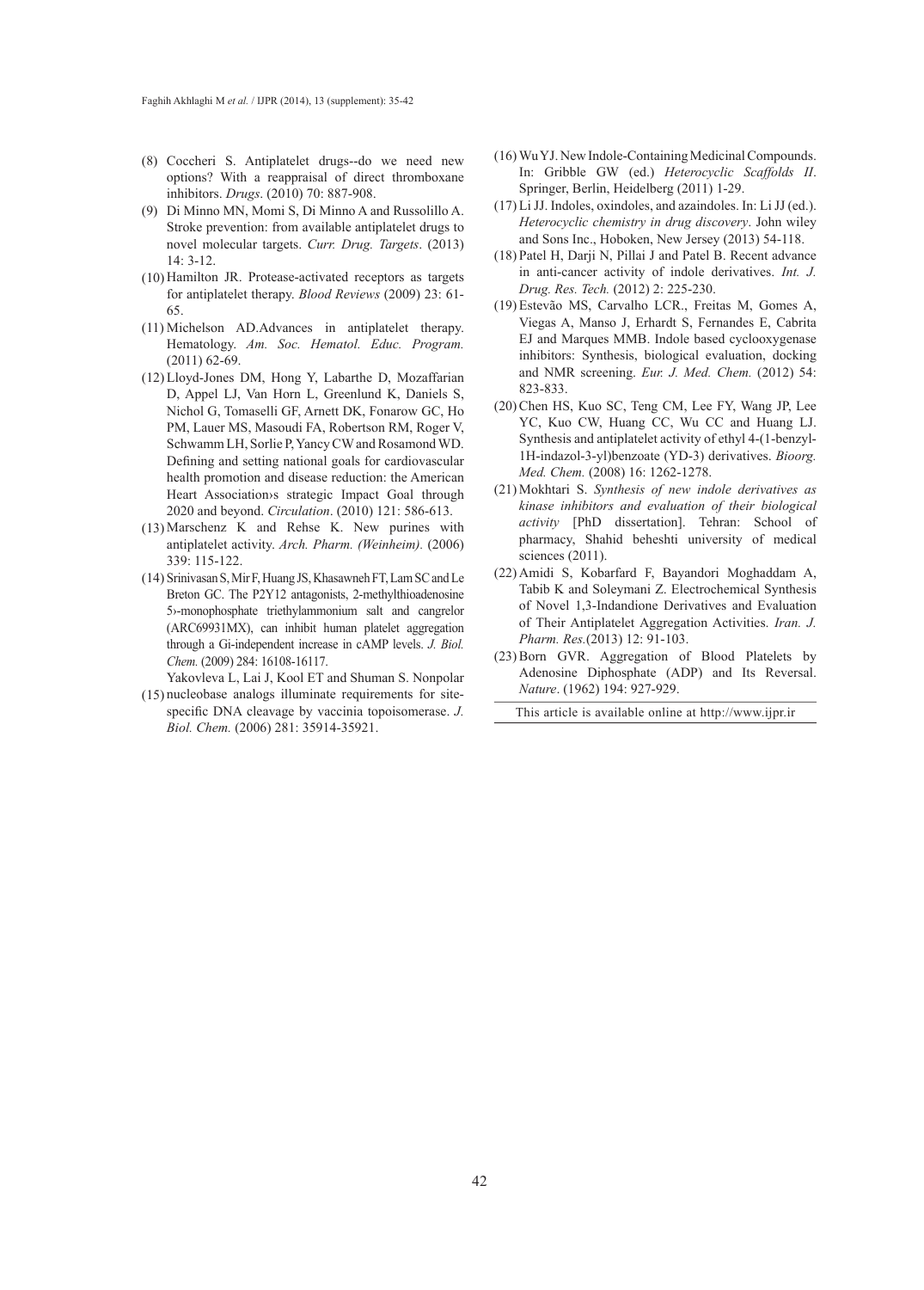(8) Coccheri S. Antiplatelet drugs--do we need new options? With a reappraisal of direct thromboxane inhibitors. *Drugs*. (2010) 70: 887-908.

(9) Di Minno MN, Momi S, Di Minno A and Russolillo A. Stroke prevention: from available antiplatelet drugs to novel molecular targets. *Curr. Drug. Targets*. (2013) 14: 3-12.

(10) Hamilton JR. Protease-activated receptors as targets for antiplatelet therapy. *Blood Reviews* (2009) 23: 61-65.

(11) Michelson AD.Advances in antiplatelet therapy. Hematology. *Am. Soc. Hematol. Educ. Program.* (2011) 62-69.

(12) Lloyd-Jones DM, Hong Y, Labarthe D, Mozaffarian D, Appel LJ, Van Horn L, Greenlund K, Daniels S, Nichol G, Tomaselli GF, Arnett DK, Fonarow GC, Ho PM, Lauer MS, Masoudi FA, Robertson RM, Roger V, Schwamm LH, Sorlie P, Yancy CW and Rosamond WD. Defining and setting national goals for cardiovascular health promotion and disease reduction: the American Heart Association›s strategic Impact Goal through 2020 and beyond. *Circulation*. (2010) 121: 586-613.

(13) Marschenz K and Rehse K. New purines with antiplatelet activity. *Arch. Pharm. (Weinheim)*. (2006) 339: 115-122.

(14) Srinivasan S, Mir F, Huang JS, Khasawneh FT, Lam SC and Le Breton GC. The P2Y12 antagonists, 2-methylthioadenosine 5›-monophosphate triethylammonium salt and cangrelor (ARC69931MX), can inhibit human platelet aggregation through a Gi-independent increase in cAMP levels. *J. Biol. Chem.* (2009) 284: 16108-16117.

(15) Yakovleva L, Lai J, Kool ET and Shuman S. Nonpolar nucleobase analogs illuminate requirements for site-specific DNA cleavage by vaccinia topoisomerase. *J. Biol. Chem.* (2006) 281: 35914-35921.

(16) Wu YJ. New Indole-Containing Medicinal Compounds. In: Gribble GW (ed.) *Heterocyclic Scaffolds II*. Springer, Berlin, Heidelberg (2011) 1-29.

(17) Li JJ. Indoles, oxindoles, and azaindoles. In: Li JJ (ed.). *Heterocyclic chemistry in drug discovery*. John wiley and Sons Inc., Hoboken, New Jersey (2013) 54-118.

(18) Patel H, Darji N, Pillai J and Patel B. Recent advance in anti-cancer activity of indole derivatives. *Int. J. Drug. Res. Tech.* (2012) 2: 225-230.

(19) Estevão MS, Carvalho LCR., Freitas M, Gomes A, Viegas A, Manso J, Erhardt S, Fernandes E, Cabrita EJ and Marques MMB. Indole based cyclooxygenase inhibitors: Synthesis, biological evaluation, docking and NMR screening. *Eur. J. Med. Chem.* (2012) 54: 823-833.

(20) Chen HS, Kuo SC, Teng CM, Lee FY, Wang JP, Lee YC, Kuo CW, Huang CC, Wu CC and Huang LJ. Synthesis and antiplatelet activity of ethyl 4-(1-benzyl-1H-indazol-3-yl)benzoate (YD-3) derivatives. *Bioorg. Med. Chem.* (2008) 16: 1262-1278.

(21) Mokhtari S. *Synthesis of new indole derivatives as kinase inhibitors and evaluation of their biological activity* [PhD dissertation]. Tehran: School of pharmacy, Shahid beheshti university of medical sciences (2011).

(22) Amidi S, Kobarfard F, Bayandori Moghaddam A, Tabib K and Soleymani Z. Electrochemical Synthesis of Novel 1,3-Indandione Derivatives and Evaluation of Their Antiplatelet Aggregation Activities. *Iran. J. Pharm. Res.*(2013) 12: 91-103.

(23) Born GVR. Aggregation of Blood Platelets by Adenosine Diphosphate (ADP) and Its Reversal. *Nature*. (1962) 194: 927-929.

This article is available online at http://www.ijpr.ir